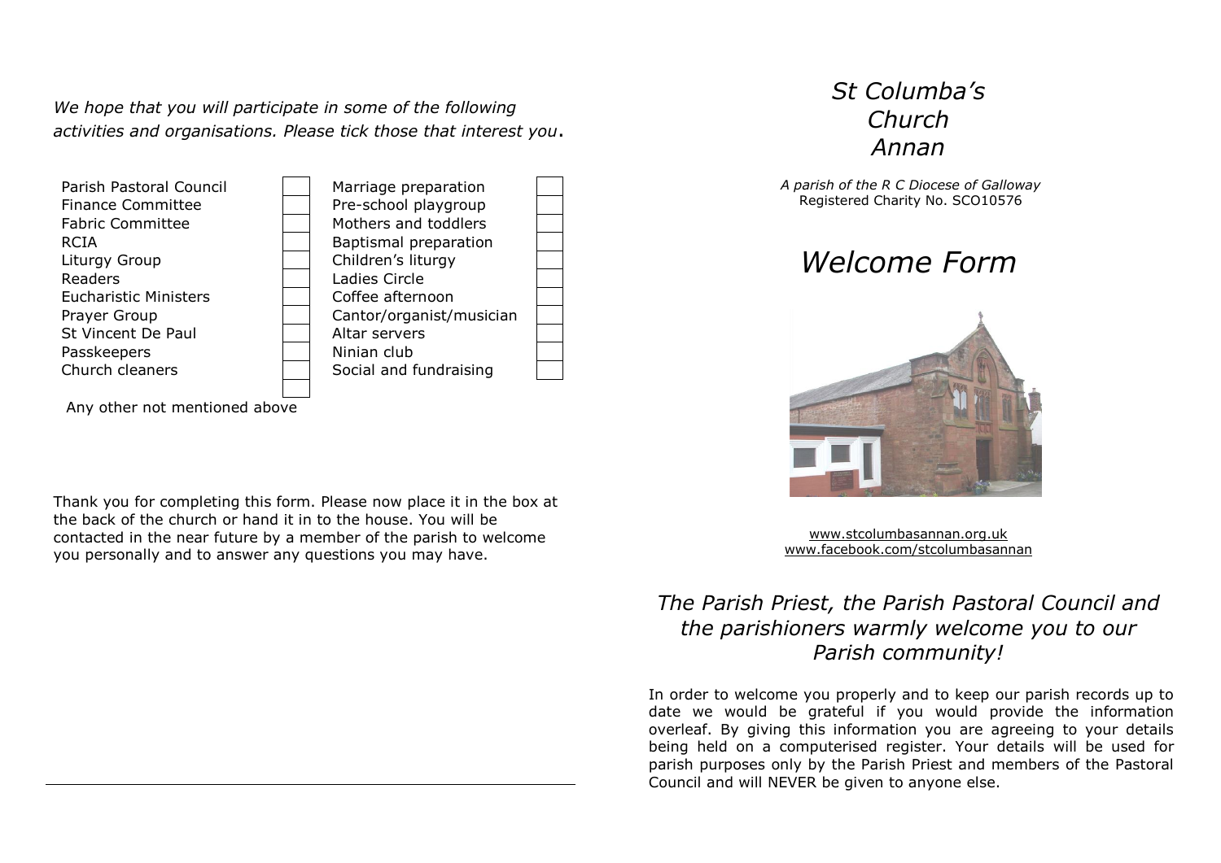*We hope that you will participate in some of the following activities and organisations. Please tick those that interest you*.

| | | | |
|---|---|---|---|
| Parish Pastoral Council | | Marriage preparation | |
| Finance Committee | | Pre-school playgroup | |
| Fabric Committee | | Mothers and toddlers | |
| RCIA | | Baptismal preparation | |
| Liturgy Group | | Children's liturgy | |
| Readers | | Ladies Circle | |
| Eucharistic Ministers | | Coffee afternoon | |
| Prayer Group | | Cantor/organist/musician | |
| St Vincent De Paul | | Altar servers | |
| Passkeepers | | Ninian club | |
| Church cleaners | | Social and fundraising | |
| | | | |

Any other not mentioned above

Thank you for completing this form. Please now place it in the box at the back of the church or hand it in to the house. You will be contacted in the near future by a member of the parish to welcome you personally and to answer any questions you may have.

# *St Columba's Church Annan*

*A parish of the R C Diocese of Galloway*
Registered Charity No. SCO10576

# *Welcome Form*

www.stcolumbasannan.org.uk
www.facebook.com/stcolumbasannan

## *The Parish Priest, the Parish Pastoral Council and the parishioners warmly welcome you to our Parish community!*

In order to welcome you properly and to keep our parish records up to date we would be grateful if you would provide the information overleaf. By giving this information you are agreeing to your details being held on a computerised register. Your details will be used for parish purposes only by the Parish Priest and members of the Pastoral Council and will NEVER be given to anyone else.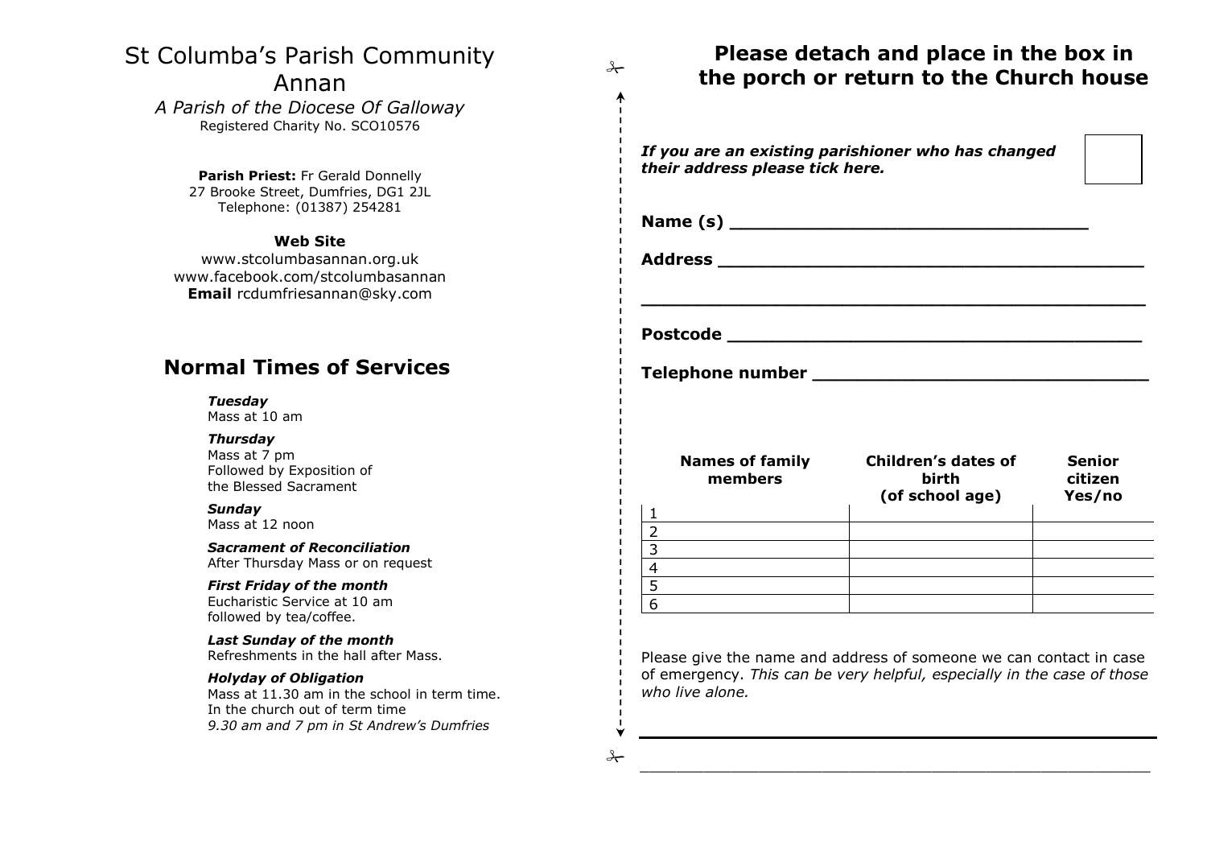# St Columba's Parish Community Annan

*A Parish of the Diocese Of Galloway*
Registered Charity No. SCO10576

**Parish Priest:** Fr Gerald Donnelly
27 Brooke Street, Dumfries, DG1 2JL
Telephone: (01387) 254281

**Web Site**
www.stcolumbasannan.org.uk
www.facebook.com/stcolumbasannan
**Email** rcdumfriesannan@sky.com

## Normal Times of Services

***Tuesday***
Mass at 10 am

***Thursday***
Mass at 7 pm
Followed by Exposition of the Blessed Sacrament

***Sunday***
Mass at 12 noon

***Sacrament of Reconciliation***
After Thursday Mass or on request

***First Friday of the month***
Eucharistic Service at 10 am followed by tea/coffee.

***Last Sunday of the month***
Refreshments in the hall after Mass.

***Holyday of Obligation***
Mass at 11.30 am in the school in term time.
In the church out of term time
*9.30 am and 7 pm in St Andrew's Dumfries*

## Please detach and place in the box in the porch or return to the Church house

***If you are an existing parishioner who has changed their address please tick here.*** ☐

**Name (s)** ________________________________

**Address** ________________________________

________________________________

**Postcode** ________________________________

**Telephone number** ________________________________

| Names of family members | Children's dates of birth (of school age) | Senior citizen Yes/no |
|---|---|---|
| 1 | | |
| 2 | | |
| 3 | | |
| 4 | | |
| 5 | | |
| 6 | | |

Please give the name and address of someone we can contact in case of emergency. *This can be very helpful, especially in the case of those who live alone.*

________________________________

________________________________